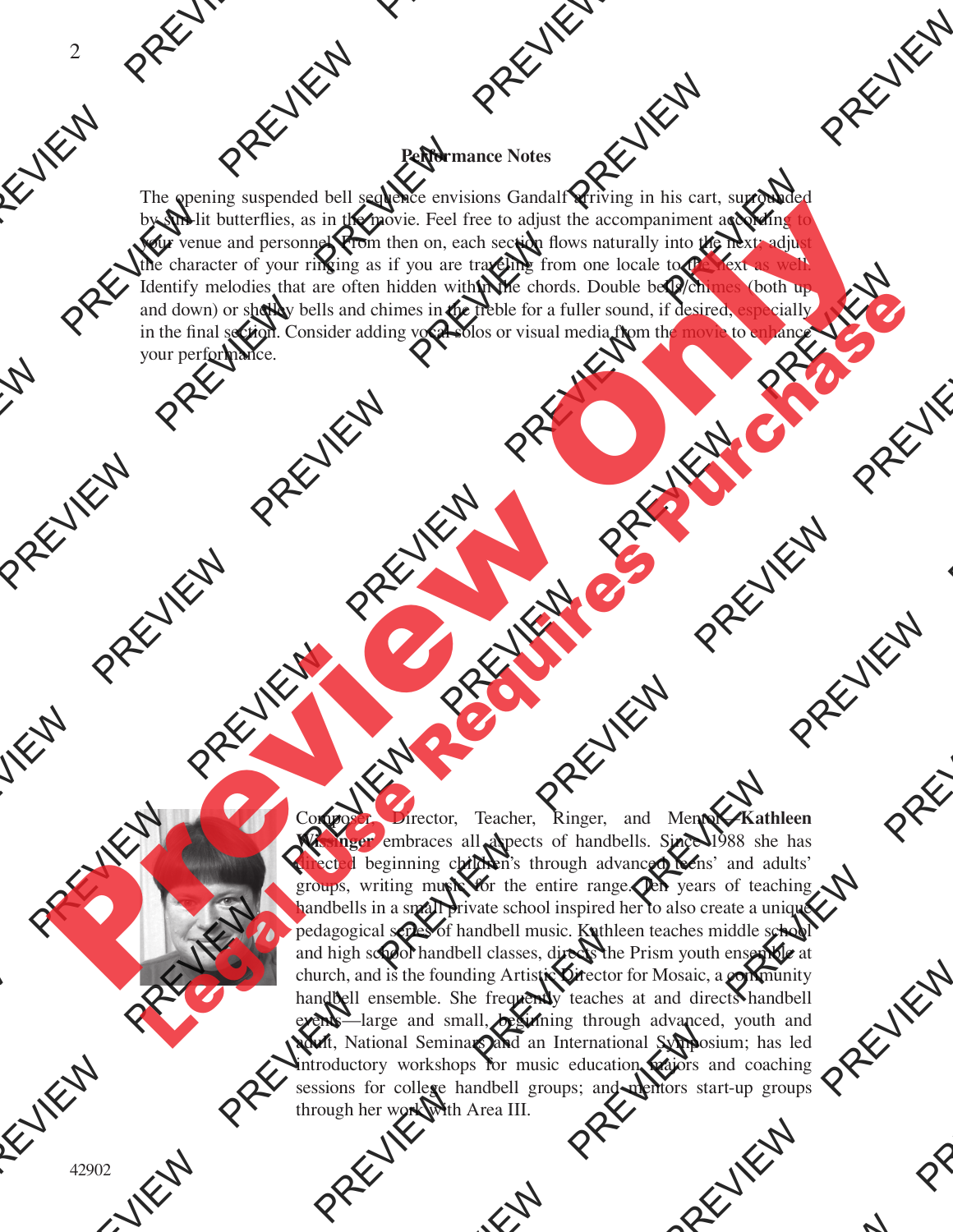## Performance Notes

The opening suspended bell sequence envisions Gandalf arriving in his cart, surrounded by sun-lit butterflies, as in the movie. Feel free to adjust the accompaniment according to your venue and personnel. From then on, each section flows naturally into the next; adjust the character of your ringing as if you are traveling from one locale to the next as well. Identify melodies that are often hidden within the chords. Double bells/chimes (both up and down) or shelley bells and chimes in the treble for a fuller sound, if desired, especially in the final section. Consider adding vocal solos or visual media from the movie to enhance your performance.

Composer, Director, Teacher, Ringer, and Mentor—**Kathleen Wissinger** embraces all aspects of handbells. Since 1988 she has directed beginning children's through advanced teens' and adults' groups, writing music for the entire range. Ten years of teaching handbells in a small private school inspired her to also create a unique pedagogical series of handbell music. Kathleen teaches middle school and high school handbell classes, directs the Prism youth ensemble at church, and is the founding Artistic Director for Mosaic, a community handbell ensemble. She frequently teaches at and directs handbell events—large and small, beginning through advanced, youth and adult, National Seminars and an International Symposium; has led introductory workshops for music education majors and coaching sessions for college handbell groups; and mentors start-up groups through her work with Area III.

42902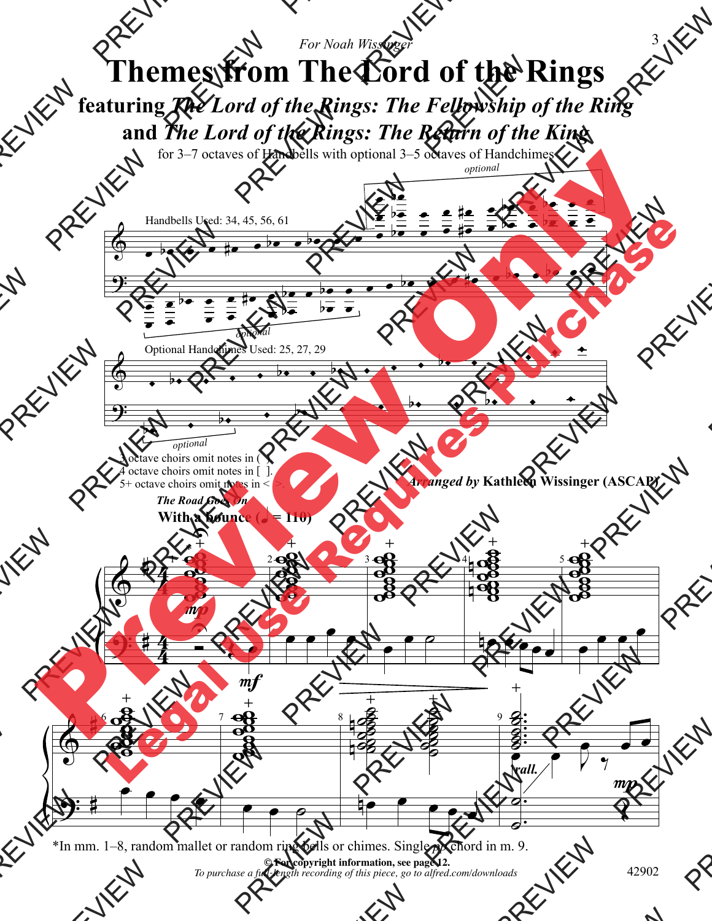*For Noah Wissinger*

# Themes from The Lord of the Rings

## featuring *The Lord of the Rings: The Fellowship of the Ring* and *The Lord of the Rings: The Return of the King*

for 3–7 octaves of Handbells with optional 3–5 octaves of Handchimes

Handbells Used: 34, 45, 56, 61

optional

optional

Optional Handchimes Used: 25, 27, 29

optional

3 octave choirs omit notes in ( ).
4 octave choirs omit notes in [ ].
5+ octave choirs omit notes in < >.

*Arranged by* **Kathleen Wissinger (ASCAP)**

***The Road Goes On***

**With a bounce (♩ = 110)**

*mp* *mf* *rall.* *mp*

*In mm. 1–8, random mallet or random ring bells or chimes. Single *pp* chord in m. 9.

**© For copyright information, see page 12.**

*To purchase a full-length recording of this piece, go to alfred.com/downloads*

42902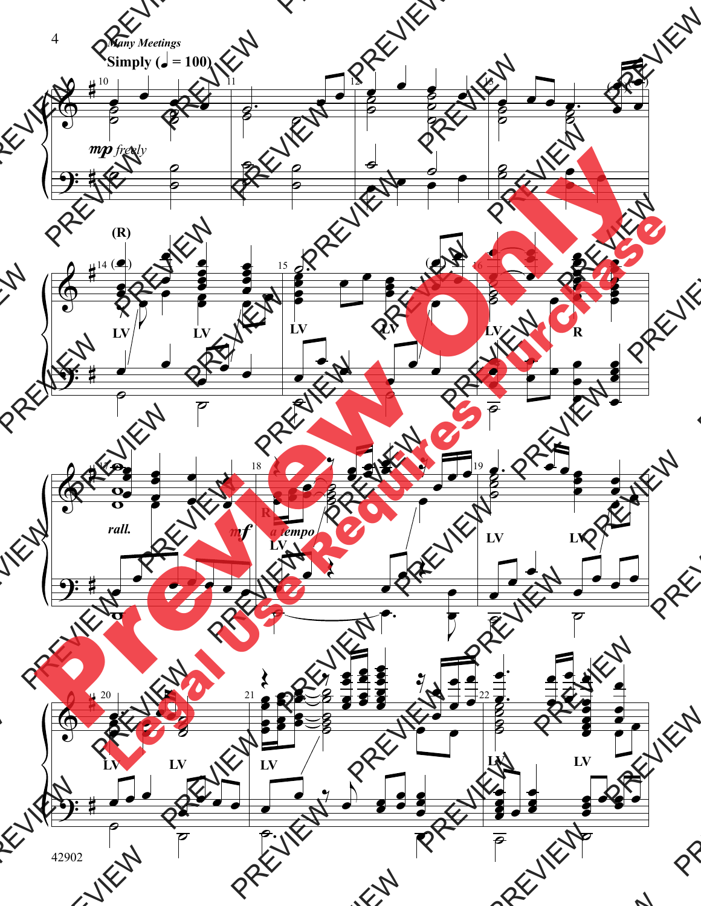*Many Meetings*

**Simply (♩ = 100)**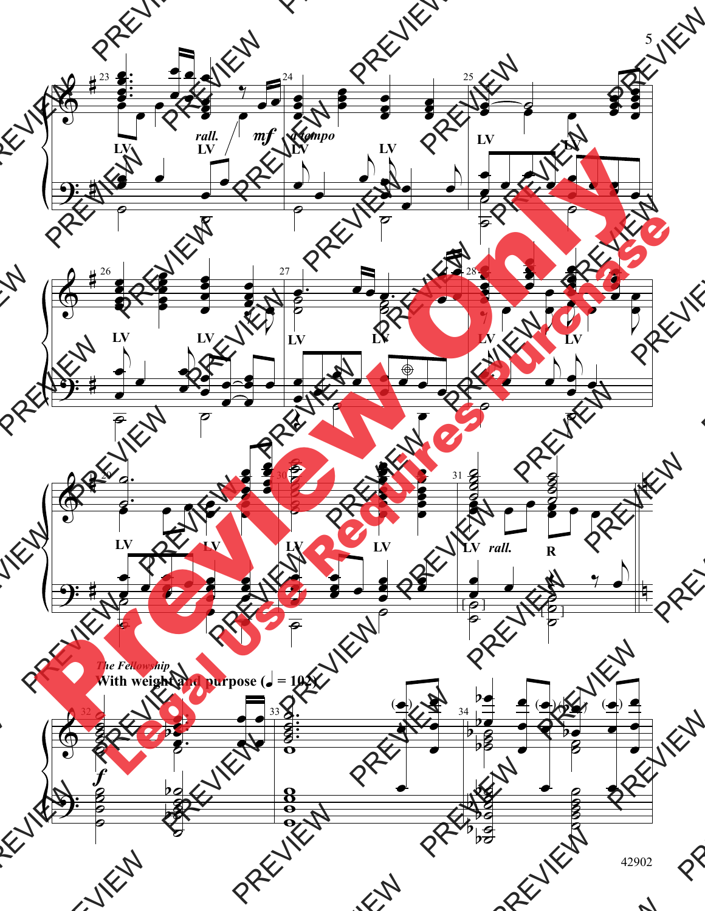*The Fellowship*

**With weight and purpose (♩ = 102)**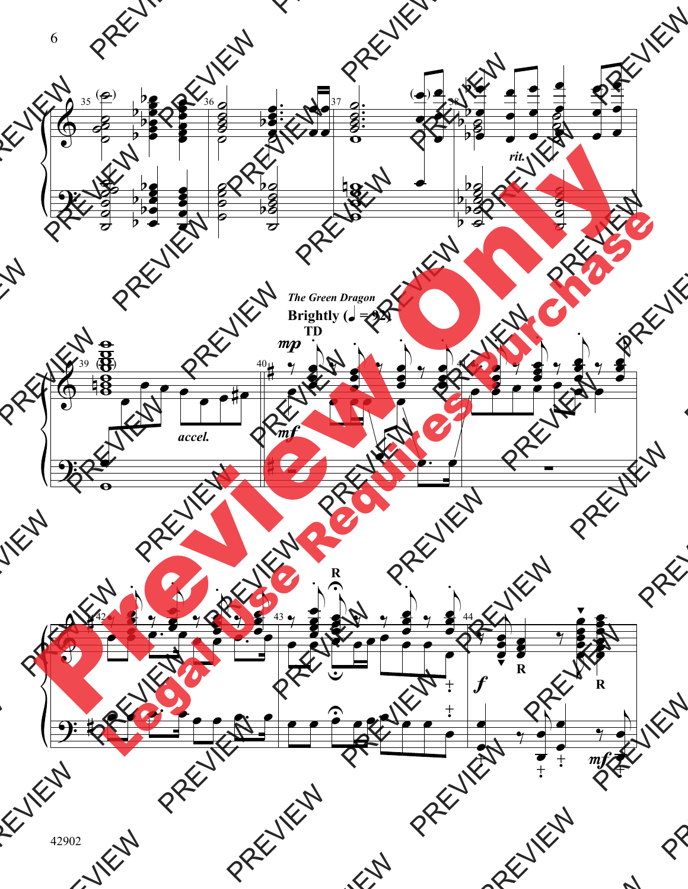*The Green Dragon*

**Brightly (♩ = 92)**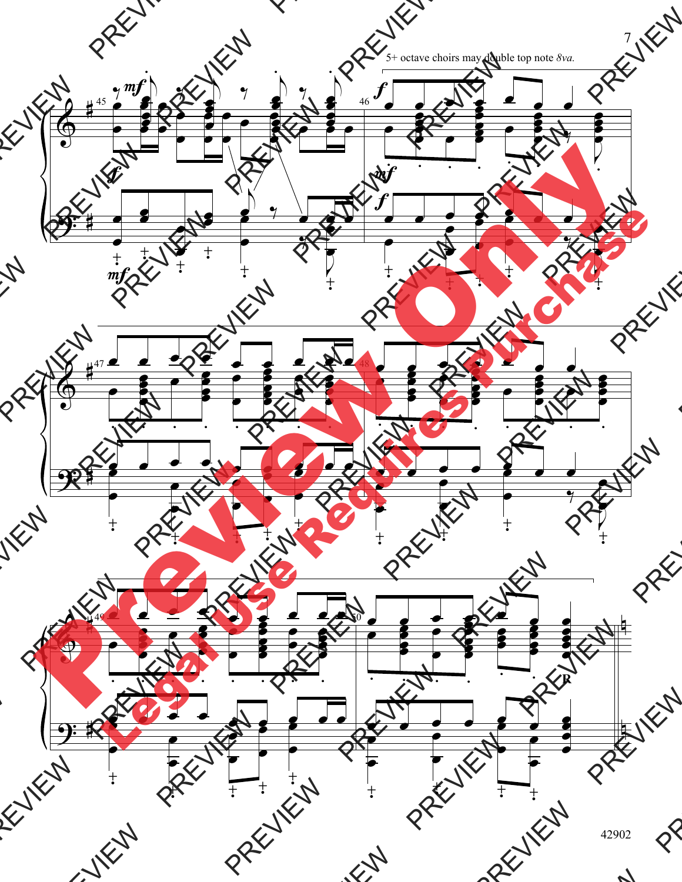5+ octave choirs may double top note *8va.*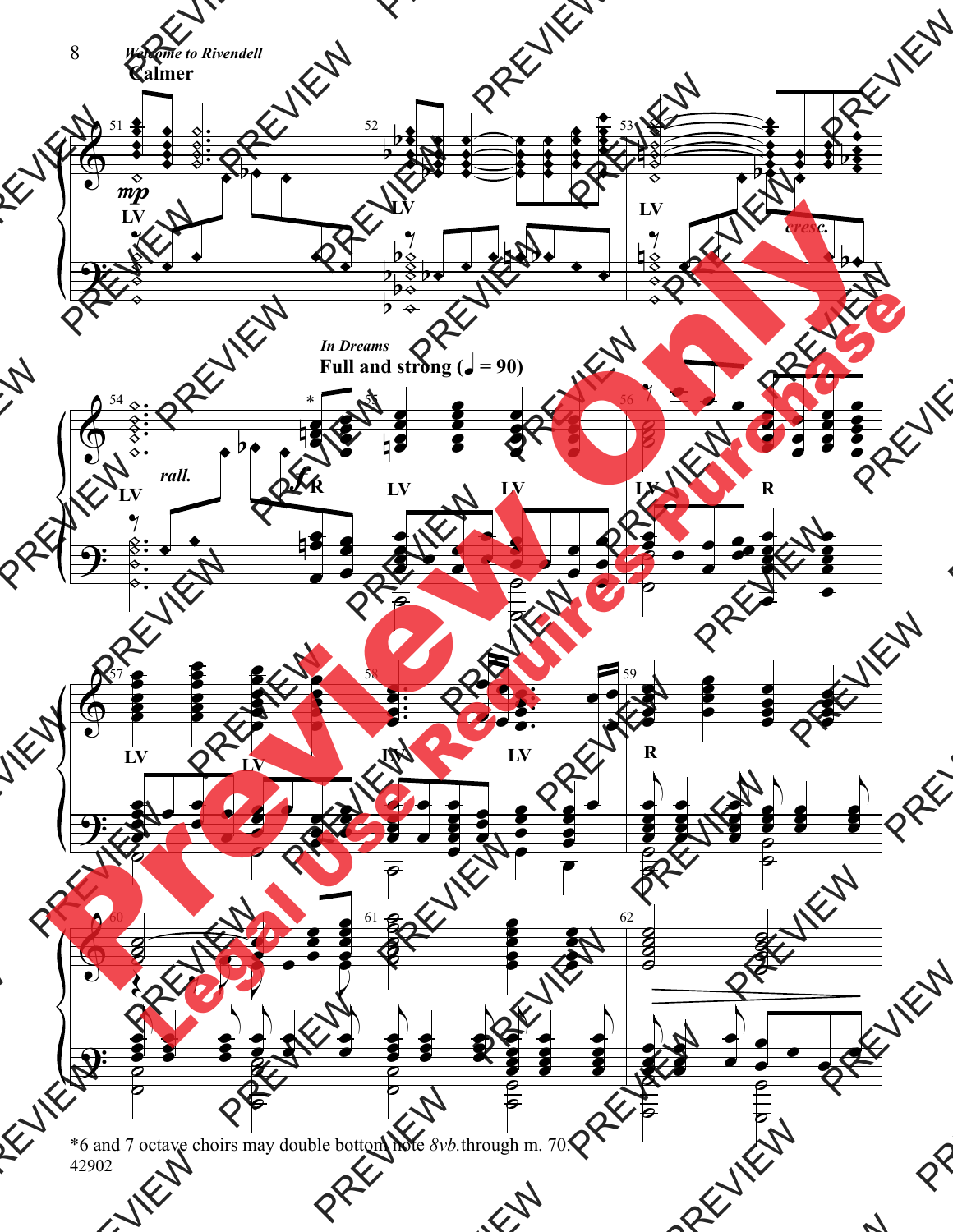**Calmer**

*In Dreams*

**Full and strong (♩ = 90)**

*6 and 7 octave choirs may double bottom note *8vb.* through m. 70.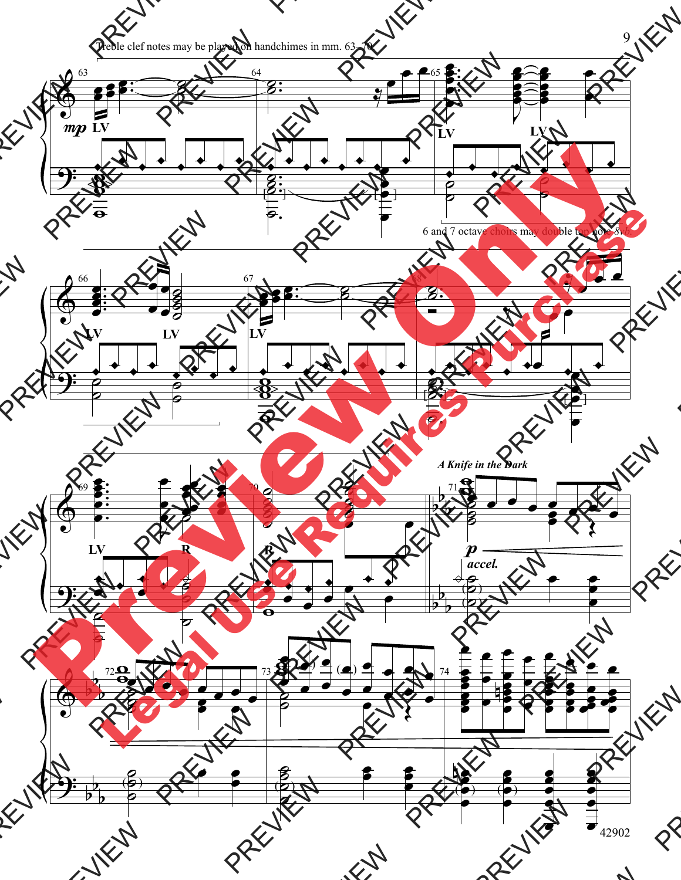Treble clef notes may be played on handchimes in mm. 63–70.

6 and 7 octave choirs may double top note 8vb.

*A Knife in the Dark*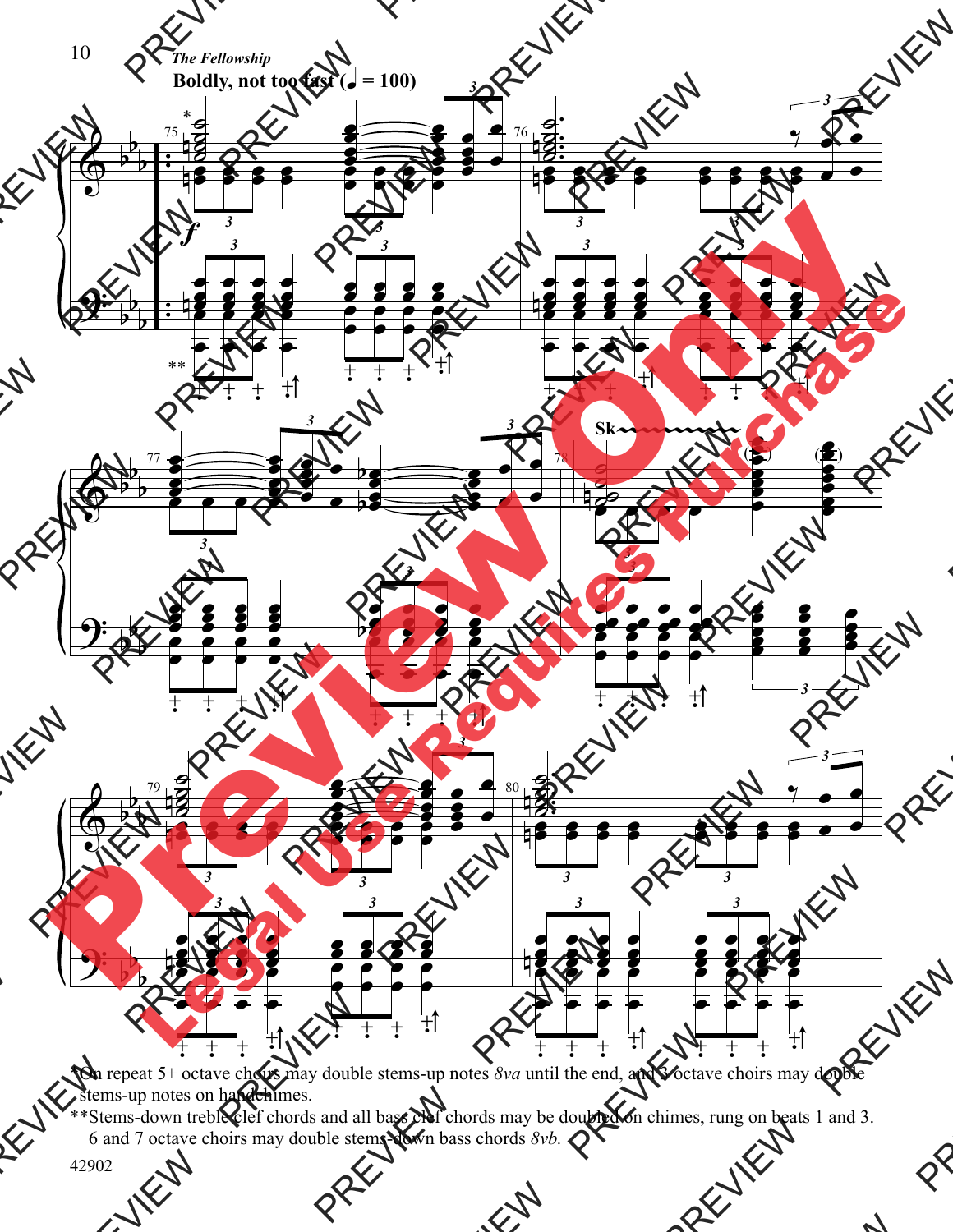*The Fellowship*

**Boldly, not too fast (♩ = 100)**

*On repeat 5+ octave choirs may double stems-up notes *8va* until the end, and 3 octave choirs may double stems-up notes on handchimes.

**Stems-down treble clef chords and all bass clef chords may be doubled on chimes, rung on beats 1 and 3. 6 and 7 octave choirs may double stems-down bass chords *8vb.*

42902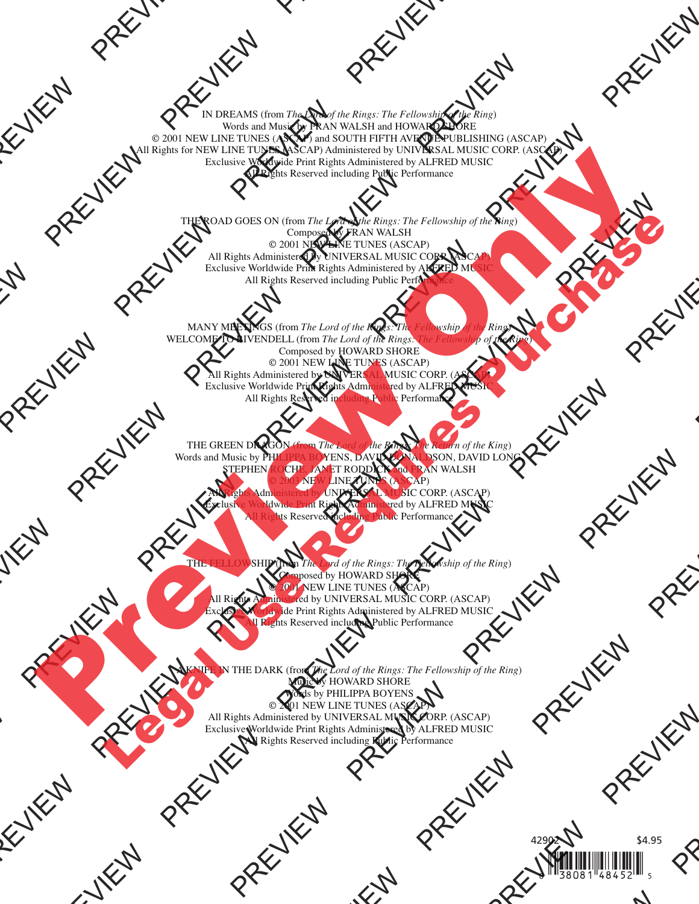IN DREAMS (from *The Lord of the Rings: The Fellowship of the Ring*)
Words and Music by FRAN WALSH and HOWARD SHORE
© 2001 NEW LINE TUNES (ASCAP) and SOUTH FIFTH AVENUE PUBLISHING (ASCAP)
All Rights for NEW LINE TUNES (ASCAP) Administered by UNIVERSAL MUSIC CORP. (ASCAP)
Exclusive Worldwide Print Rights Administered by ALFRED MUSIC
All Rights Reserved including Public Performance

THE ROAD GOES ON (from *The Lord of the Rings: The Fellowship of the Ring*)
Composed by FRAN WALSH
© 2001 NEW LINE TUNES (ASCAP)
All Rights Administered by UNIVERSAL MUSIC CORP. (ASCAP)
Exclusive Worldwide Print Rights Administered by ALFRED MUSIC
All Rights Reserved including Public Performance

MANY MEETINGS (from *The Lord of the Rings: The Fellowship of the Ring*)
WELCOME TO RIVENDELL (from *The Lord of the Rings: The Fellowship of the Ring*)
Composed by HOWARD SHORE
© 2001 NEW LINE TUNES (ASCAP)
All Rights Administered by UNIVERSAL MUSIC CORP. (ASCAP)
Exclusive Worldwide Print Rights Administered by ALFRED MUSIC
All Rights Reserved including Public Performance

THE GREEN DRAGON (from *The Lord of the Rings: The Return of the King*)
Words and Music by PHILIPPA BOYENS, DAVID DONALDSON, DAVID LONG,
STEPHEN ROCHE, JANET RODDICK and FRAN WALSH
© 2003 NEW LINE TUNES (ASCAP)
All Rights Administered by UNIVERSAL MUSIC CORP. (ASCAP)
Exclusive Worldwide Print Rights Administered by ALFRED MUSIC
All Rights Reserved including Public Performance

THE FELLOWSHIP (from *The Lord of the Rings: The Fellowship of the Ring*)
Composed by HOWARD SHORE
© 2001 NEW LINE TUNES (ASCAP)
All Rights Administered by UNIVERSAL MUSIC CORP. (ASCAP)
Exclusive Worldwide Print Rights Administered by ALFRED MUSIC
All Rights Reserved including Public Performance

A KNIFE IN THE DARK (from *The Lord of the Rings: The Fellowship of the Ring*)
Music by HOWARD SHORE
Words by PHILIPPA BOYENS
© 2001 NEW LINE TUNES (ASCAP)
All Rights Administered by UNIVERSAL MUSIC CORP. (ASCAP)
Exclusive Worldwide Print Rights Administered by ALFRED MUSIC
All Rights Reserved including Public Performance

42902 $4.95